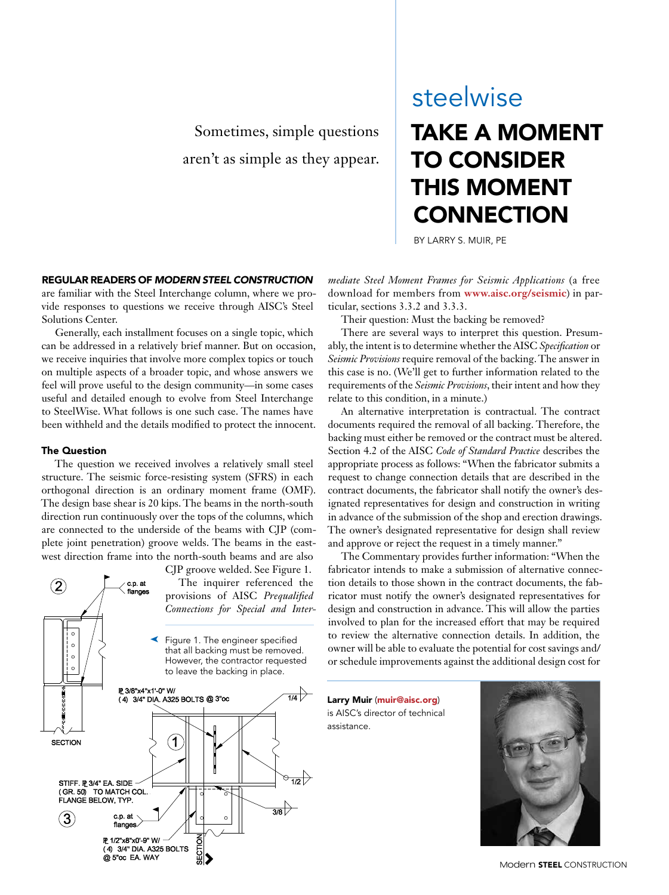steelwise

# TAKE A MOMENT TO CONSIDER THIS MOMENT CONNECTION

BY LARRY S. MUIR, PE

Sometimes, simple questions aren't as simple as they appear.

**REGULAR READERS OF *MODERN STEEL CONSTRUCTION*** are familiar with the Steel Interchange column, where we provide responses to questions we receive through AISC's Steel Solutions Center.

Generally, each installment focuses on a single topic, which can be addressed in a relatively brief manner. But on occasion, we receive inquiries that involve more complex topics or touch on multiple aspects of a broader topic, and whose answers we feel will prove useful to the design community—in some cases useful and detailed enough to evolve from Steel Interchange to SteelWise. What follows is one such case. The names have been withheld and the details modified to protect the innocent.

### The Question

The question we received involves a relatively small steel structure. The seismic force-resisting system (SFRS) in each orthogonal direction is an ordinary moment frame (OMF). The design base shear is 20 kips. The beams in the north-south direction run continuously over the tops of the columns, which are connected to the underside of the beams with CJP (complete joint penetration) groove welds. The beams in the east-west direction frame into the north-south beams and are also CJP groove welded. See Figure 1.

The inquirer referenced the provisions of AISC *Prequalified Connections for Special and Intermediate Steel Moment Frames for Seismic Applications* (a free download for members from **www.aisc.org/seismic**) in particular, sections 3.3.2 and 3.3.3.

Figure 1. The engineer specified that all backing must be removed. However, the contractor requested to leave the backing in place.

Their question: Must the backing be removed?

There are several ways to interpret this question. Presumably, the intent is to determine whether the AISC *Specification* or *Seismic Provisions* require removal of the backing. The answer in this case is no. (We'll get to further information related to the requirements of the *Seismic Provisions*, their intent and how they relate to this condition, in a minute.)

An alternative interpretation is contractual. The contract documents required the removal of all backing. Therefore, the backing must either be removed or the contract must be altered. Section 4.2 of the AISC *Code of Standard Practice* describes the appropriate process as follows: "When the fabricator submits a request to change connection details that are described in the contract documents, the fabricator shall notify the owner's designated representatives for design and construction in writing in advance of the submission of the shop and erection drawings. The owner's designated representative for design shall review and approve or reject the request in a timely manner."

The Commentary provides further information: "When the fabricator intends to make a submission of alternative connection details to those shown in the contract documents, the fabricator must notify the owner's designated representatives for design and construction in advance. This will allow the parties involved to plan for the increased effort that may be required to review the alternative connection details. In addition, the owner will be able to evaluate the potential for cost savings and/or schedule improvements against the additional design cost for

**Larry Muir** (**muir@aisc.org**) is AISC's director of technical assistance.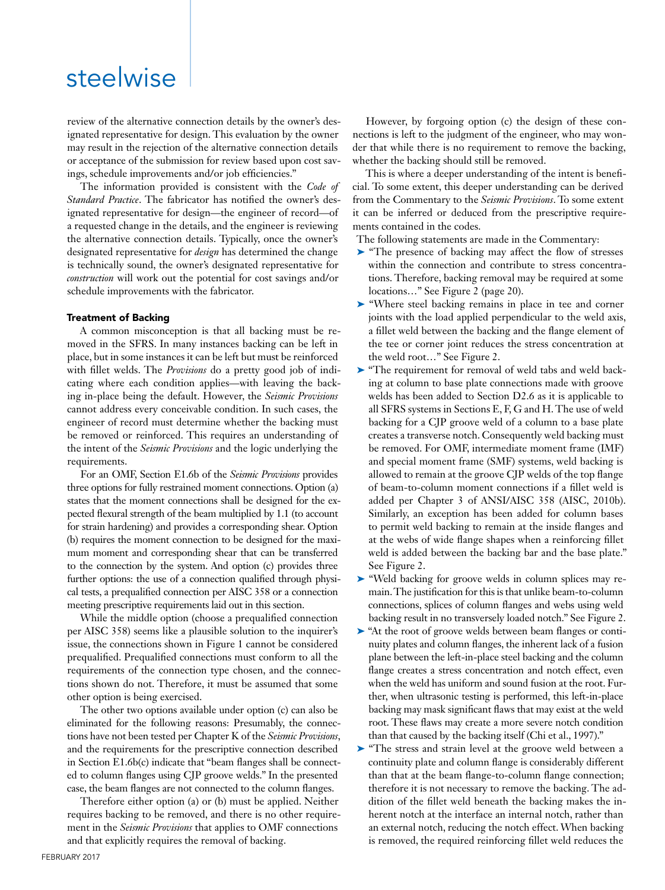review of the alternative connection details by the owner's designated representative for design. This evaluation by the owner may result in the rejection of the alternative connection details or acceptance of the submission for review based upon cost savings, schedule improvements and/or job efficiencies."

The information provided is consistent with the *Code of Standard Practice*. The fabricator has notified the owner's designated representative for design—the engineer of record—of a requested change in the details, and the engineer is reviewing the alternative connection details. Typically, once the owner's designated representative for *design* has determined the change is technically sound, the owner's designated representative for *construction* will work out the potential for cost savings and/or schedule improvements with the fabricator.

### Treatment of Backing

A common misconception is that all backing must be removed in the SFRS. In many instances backing can be left in place, but in some instances it can be left but must be reinforced with fillet welds. The *Provisions* do a pretty good job of indicating where each condition applies—with leaving the backing in-place being the default. However, the *Seismic Provisions* cannot address every conceivable condition. In such cases, the engineer of record must determine whether the backing must be removed or reinforced. This requires an understanding of the intent of the *Seismic Provisions* and the logic underlying the requirements.

For an OMF, Section E1.6b of the *Seismic Provisions* provides three options for fully restrained moment connections. Option (a) states that the moment connections shall be designed for the expected flexural strength of the beam multiplied by 1.1 (to account for strain hardening) and provides a corresponding shear. Option (b) requires the moment connection to be designed for the maximum moment and corresponding shear that can be transferred to the connection by the system. And option (c) provides three further options: the use of a connection qualified through physical tests, a prequalified connection per AISC 358 or a connection meeting prescriptive requirements laid out in this section.

While the middle option (choose a prequalified connection per AISC 358) seems like a plausible solution to the inquirer's issue, the connections shown in Figure 1 cannot be considered prequalified. Prequalified connections must conform to all the requirements of the connection type chosen, and the connections shown do not. Therefore, it must be assumed that some other option is being exercised.

The other two options available under option (c) can also be eliminated for the following reasons: Presumably, the connections have not been tested per Chapter K of the *Seismic Provisions*, and the requirements for the prescriptive connection described in Section E1.6b(c) indicate that "beam flanges shall be connected to column flanges using CJP groove welds." In the presented case, the beam flanges are not connected to the column flanges.

Therefore either option (a) or (b) must be applied. Neither requires backing to be removed, and there is no other requirement in the *Seismic Provisions* that applies to OMF connections and that explicitly requires the removal of backing.

However, by forgoing option (c) the design of these connections is left to the judgment of the engineer, who may wonder that while there is no requirement to remove the backing, whether the backing should still be removed.

This is where a deeper understanding of the intent is beneficial. To some extent, this deeper understanding can be derived from the Commentary to the *Seismic Provisions*. To some extent it can be inferred or deduced from the prescriptive requirements contained in the codes.

The following statements are made in the Commentary:

- "The presence of backing may affect the flow of stresses within the connection and contribute to stress concentrations. Therefore, backing removal may be required at some locations…" See Figure 2 (page 20).
- "Where steel backing remains in place in tee and corner joints with the load applied perpendicular to the weld axis, a fillet weld between the backing and the flange element of the tee or corner joint reduces the stress concentration at the weld root…" See Figure 2.
- "The requirement for removal of weld tabs and weld backing at column to base plate connections made with groove welds has been added to Section D2.6 as it is applicable to all SFRS systems in Sections E, F, G and H. The use of weld backing for a CJP groove weld of a column to a base plate creates a transverse notch. Consequently weld backing must be removed. For OMF, intermediate moment frame (IMF) and special moment frame (SMF) systems, weld backing is allowed to remain at the groove CJP welds of the top flange of beam-to-column moment connections if a fillet weld is added per Chapter 3 of ANSI/AISC 358 (AISC, 2010b). Similarly, an exception has been added for column bases to permit weld backing to remain at the inside flanges and at the webs of wide flange shapes when a reinforcing fillet weld is added between the backing bar and the base plate." See Figure 2.
- "Weld backing for groove welds in column splices may remain. The justification for this is that unlike beam-to-column connections, splices of column flanges and webs using weld backing result in no transversely loaded notch." See Figure 2.
- "At the root of groove welds between beam flanges or continuity plates and column flanges, the inherent lack of a fusion plane between the left-in-place steel backing and the column flange creates a stress concentration and notch effect, even when the weld has uniform and sound fusion at the root. Further, when ultrasonic testing is performed, this left-in-place backing may mask significant flaws that may exist at the weld root. These flaws may create a more severe notch condition than that caused by the backing itself (Chi et al., 1997)."
- "The stress and strain level at the groove weld between a continuity plate and column flange is considerably different than that at the beam flange-to-column flange connection; therefore it is not necessary to remove the backing. The addition of the fillet weld beneath the backing makes the inherent notch at the interface an internal notch, rather than an external notch, reducing the notch effect. When backing is removed, the required reinforcing fillet weld reduces the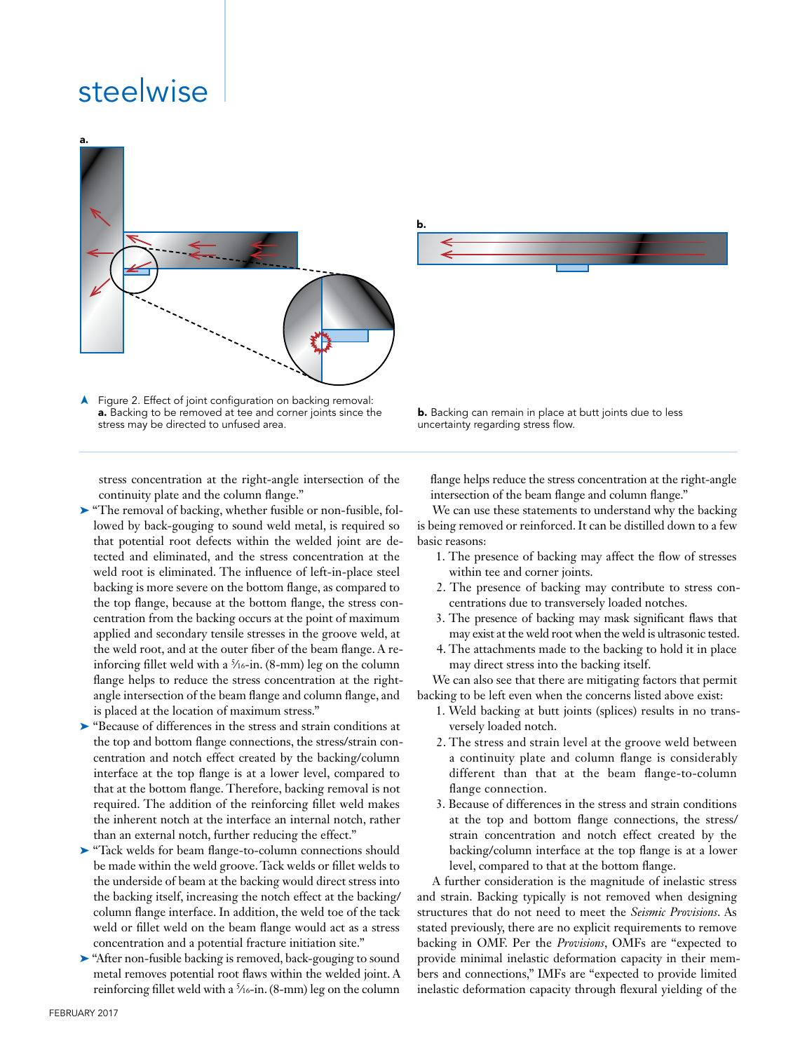a.

b.

Figure 2. Effect of joint configuration on backing removal: **a.** Backing to be removed at tee and corner joints since the stress may be directed to unfused area.

**b.** Backing can remain in place at butt joints due to less uncertainty regarding stress flow.

stress concentration at the right-angle intersection of the continuity plate and the column flange."

- "The removal of backing, whether fusible or non-fusible, followed by back-gouging to sound weld metal, is required so that potential root defects within the welded joint are detected and eliminated, and the stress concentration at the weld root is eliminated. The influence of left-in-place steel backing is more severe on the bottom flange, as compared to the top flange, because at the bottom flange, the stress concentration from the backing occurs at the point of maximum applied and secondary tensile stresses in the groove weld, at the weld root, and at the outer fiber of the beam flange. A reinforcing fillet weld with a 5⁄16-in. (8-mm) leg on the column flange helps to reduce the stress concentration at the right-angle intersection of the beam flange and column flange, and is placed at the location of maximum stress."
- "Because of differences in the stress and strain conditions at the top and bottom flange connections, the stress/strain concentration and notch effect created by the backing/column interface at the top flange is at a lower level, compared to that at the bottom flange. Therefore, backing removal is not required. The addition of the reinforcing fillet weld makes the inherent notch at the interface an internal notch, rather than an external notch, further reducing the effect."
- "Tack welds for beam flange-to-column connections should be made within the weld groove. Tack welds or fillet welds to the underside of beam at the backing would direct stress into the backing itself, increasing the notch effect at the backing/column flange interface. In addition, the weld toe of the tack weld or fillet weld on the beam flange would act as a stress concentration and a potential fracture initiation site."
- "After non-fusible backing is removed, back-gouging to sound metal removes potential root flaws within the welded joint. A reinforcing fillet weld with a 5⁄16-in. (8-mm) leg on the column flange helps reduce the stress concentration at the right-angle intersection of the beam flange and column flange."

We can use these statements to understand why the backing is being removed or reinforced. It can be distilled down to a few basic reasons:

1. The presence of backing may affect the flow of stresses within tee and corner joints.
2. The presence of backing may contribute to stress concentrations due to transversely loaded notches.
3. The presence of backing may mask significant flaws that may exist at the weld root when the weld is ultrasonic tested.
4. The attachments made to the backing to hold it in place may direct stress into the backing itself.

We can also see that there are mitigating factors that permit backing to be left even when the concerns listed above exist:

1. Weld backing at butt joints (splices) results in no transversely loaded notch.
2. The stress and strain level at the groove weld between a continuity plate and column flange is considerably different than that at the beam flange-to-column flange connection.
3. Because of differences in the stress and strain conditions at the top and bottom flange connections, the stress/strain concentration and notch effect created by the backing/column interface at the top flange is at a lower level, compared to that at the bottom flange.

A further consideration is the magnitude of inelastic stress and strain. Backing typically is not removed when designing structures that do not need to meet the *Seismic Provisions*. As stated previously, there are no explicit requirements to remove backing in OMF. Per the *Provisions*, OMFs are "expected to provide minimal inelastic deformation capacity in their members and connections," IMFs are "expected to provide limited inelastic deformation capacity through flexural yielding of the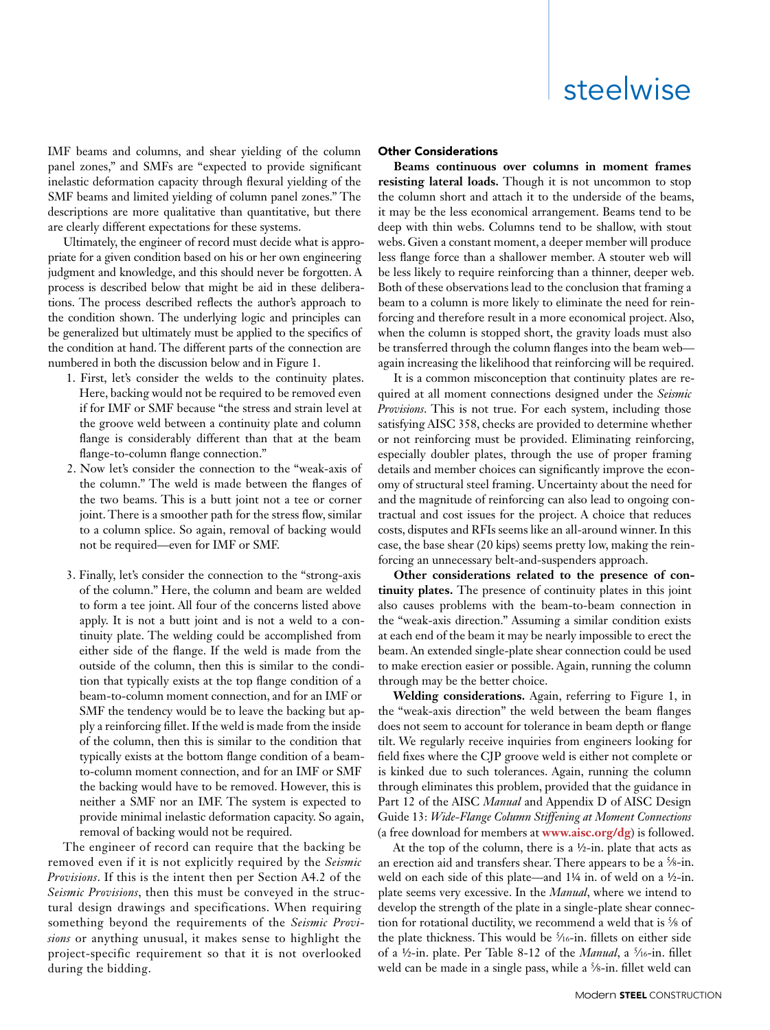IMF beams and columns, and shear yielding of the column panel zones," and SMFs are "expected to provide significant inelastic deformation capacity through flexural yielding of the SMF beams and limited yielding of column panel zones." The descriptions are more qualitative than quantitative, but there are clearly different expectations for these systems.

Ultimately, the engineer of record must decide what is appropriate for a given condition based on his or her own engineering judgment and knowledge, and this should never be forgotten. A process is described below that might be aid in these deliberations. The process described reflects the author's approach to the condition shown. The underlying logic and principles can be generalized but ultimately must be applied to the specifics of the condition at hand. The different parts of the connection are numbered in both the discussion below and in Figure 1.

1. First, let's consider the welds to the continuity plates. Here, backing would not be required to be removed even if for IMF or SMF because "the stress and strain level at the groove weld between a continuity plate and column flange is considerably different than that at the beam flange-to-column flange connection."
2. Now let's consider the connection to the "weak-axis of the column." The weld is made between the flanges of the two beams. This is a butt joint not a tee or corner joint. There is a smoother path for the stress flow, similar to a column splice. So again, removal of backing would not be required—even for IMF or SMF.
3. Finally, let's consider the connection to the "strong-axis of the column." Here, the column and beam are welded to form a tee joint. All four of the concerns listed above apply. It is not a butt joint and is not a weld to a continuity plate. The welding could be accomplished from either side of the flange. If the weld is made from the outside of the column, then this is similar to the condition that typically exists at the top flange condition of a beam-to-column moment connection, and for an IMF or SMF the tendency would be to leave the backing but apply a reinforcing fillet. If the weld is made from the inside of the column, then this is similar to the condition that typically exists at the bottom flange condition of a beam-to-column moment connection, and for an IMF or SMF the backing would have to be removed. However, this is neither a SMF nor an IMF. The system is expected to provide minimal inelastic deformation capacity. So again, removal of backing would not be required.

The engineer of record can require that the backing be removed even if it is not explicitly required by the *Seismic Provisions*. If this is the intent then per Section A4.2 of the *Seismic Provisions*, then this must be conveyed in the structural design drawings and specifications. When requiring something beyond the requirements of the *Seismic Provisions* or anything unusual, it makes sense to highlight the project-specific requirement so that it is not overlooked during the bidding.

### Other Considerations

**Beams continuous over columns in moment frames resisting lateral loads.** Though it is not uncommon to stop the column short and attach it to the underside of the beams, it may be the less economical arrangement. Beams tend to be deep with thin webs. Columns tend to be shallow, with stout webs. Given a constant moment, a deeper member will produce less flange force than a shallower member. A stouter web will be less likely to require reinforcing than a thinner, deeper web. Both of these observations lead to the conclusion that framing a beam to a column is more likely to eliminate the need for reinforcing and therefore result in a more economical project. Also, when the column is stopped short, the gravity loads must also be transferred through the column flanges into the beam web—again increasing the likelihood that reinforcing will be required.

It is a common misconception that continuity plates are required at all moment connections designed under the *Seismic Provisions*. This is not true. For each system, including those satisfying AISC 358, checks are provided to determine whether or not reinforcing must be provided. Eliminating reinforcing, especially doubler plates, through the use of proper framing details and member choices can significantly improve the economy of structural steel framing. Uncertainty about the need for and the magnitude of reinforcing can also lead to ongoing contractual and cost issues for the project. A choice that reduces costs, disputes and RFIs seems like an all-around winner. In this case, the base shear (20 kips) seems pretty low, making the reinforcing an unnecessary belt-and-suspenders approach.

**Other considerations related to the presence of continuity plates.** The presence of continuity plates in this joint also causes problems with the beam-to-beam connection in the "weak-axis direction." Assuming a similar condition exists at each end of the beam it may be nearly impossible to erect the beam. An extended single-plate shear connection could be used to make erection easier or possible. Again, running the column through may be the better choice.

**Welding considerations.** Again, referring to Figure 1, in the "weak-axis direction" the weld between the beam flanges does not seem to account for tolerance in beam depth or flange tilt. We regularly receive inquiries from engineers looking for field fixes where the CJP groove weld is either not complete or is kinked due to such tolerances. Again, running the column through eliminates this problem, provided that the guidance in Part 12 of the AISC *Manual* and Appendix D of AISC Design Guide 13: *Wide-Flange Column Stiffening at Moment Connections* (a free download for members at **www.aisc.org/dg**) is followed.

At the top of the column, there is a ½-in. plate that acts as an erection aid and transfers shear. There appears to be a ⅝-in. weld on each side of this plate—and 1¼ in. of weld on a ½-in. plate seems very excessive. In the *Manual*, where we intend to develop the strength of the plate in a single-plate shear connection for rotational ductility, we recommend a weld that is ⅝ of the plate thickness. This would be 5⁄16-in. fillets on either side of a ½-in. plate. Per Table 8-12 of the *Manual*, a 5⁄16-in. fillet weld can be made in a single pass, while a ⅝-in. fillet weld can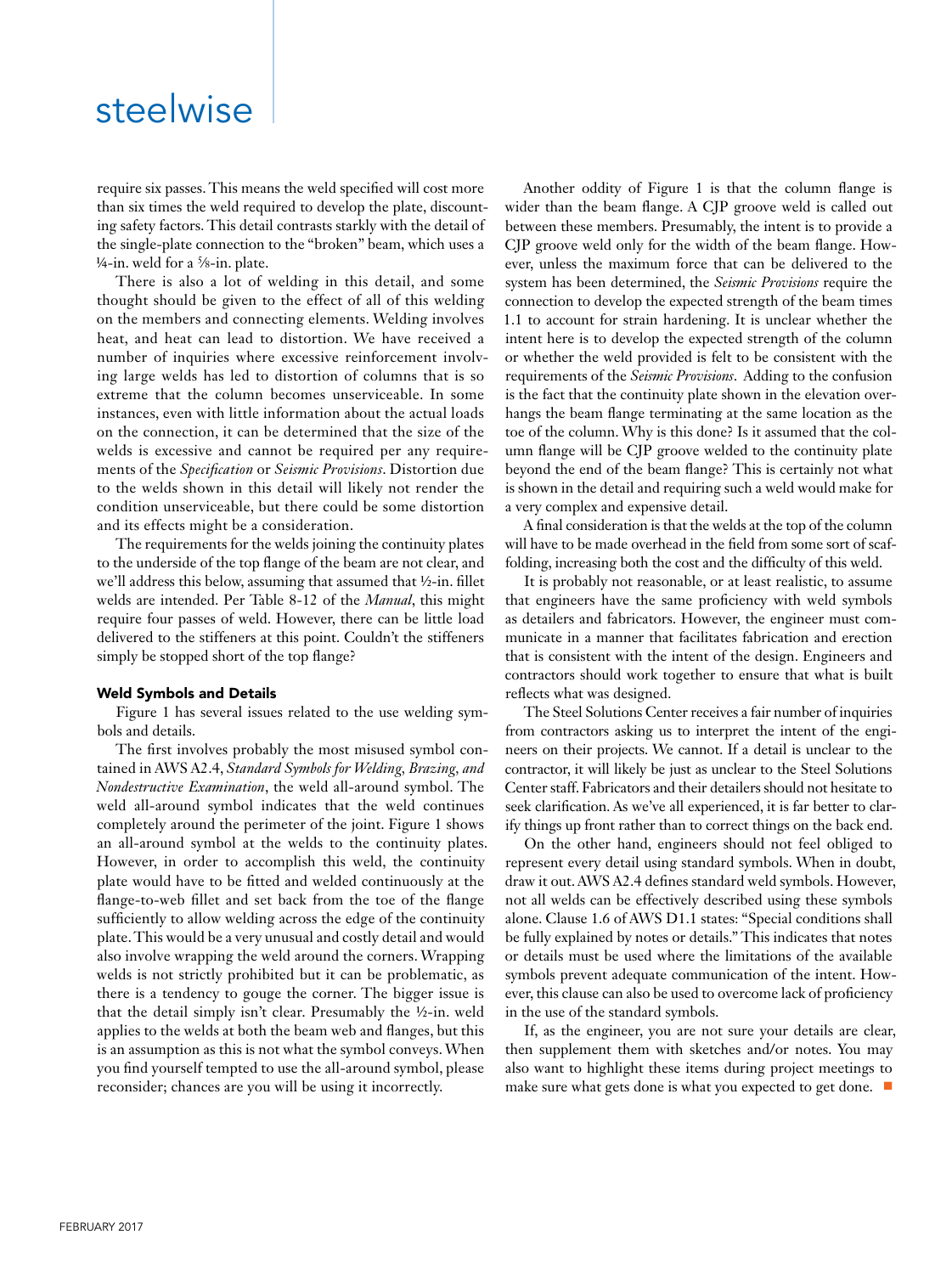require six passes. This means the weld specified will cost more than six times the weld required to develop the plate, discounting safety factors. This detail contrasts starkly with the detail of the single-plate connection to the "broken" beam, which uses a ¼-in. weld for a ⅝-in. plate.

There is also a lot of welding in this detail, and some thought should be given to the effect of all of this welding on the members and connecting elements. Welding involves heat, and heat can lead to distortion. We have received a number of inquiries where excessive reinforcement involving large welds has led to distortion of columns that is so extreme that the column becomes unserviceable. In some instances, even with little information about the actual loads on the connection, it can be determined that the size of the welds is excessive and cannot be required per any requirements of the *Specification* or *Seismic Provisions*. Distortion due to the welds shown in this detail will likely not render the condition unserviceable, but there could be some distortion and its effects might be a consideration.

The requirements for the welds joining the continuity plates to the underside of the top flange of the beam are not clear, and we'll address this below, assuming that assumed that ½-in. fillet welds are intended. Per Table 8-12 of the *Manual*, this might require four passes of weld. However, there can be little load delivered to the stiffeners at this point. Couldn't the stiffeners simply be stopped short of the top flange?

### Weld Symbols and Details

Figure 1 has several issues related to the use welding symbols and details.

The first involves probably the most misused symbol contained in AWS A2.4, *Standard Symbols for Welding, Brazing, and Nondestructive Examination*, the weld all-around symbol. The weld all-around symbol indicates that the weld continues completely around the perimeter of the joint. Figure 1 shows an all-around symbol at the welds to the continuity plates. However, in order to accomplish this weld, the continuity plate would have to be fitted and welded continuously at the flange-to-web fillet and set back from the toe of the flange sufficiently to allow welding across the edge of the continuity plate. This would be a very unusual and costly detail and would also involve wrapping the weld around the corners. Wrapping welds is not strictly prohibited but it can be problematic, as there is a tendency to gouge the corner. The bigger issue is that the detail simply isn't clear. Presumably the ½-in. weld applies to the welds at both the beam web and flanges, but this is an assumption as this is not what the symbol conveys. When you find yourself tempted to use the all-around symbol, please reconsider; chances are you will be using it incorrectly.

Another oddity of Figure 1 is that the column flange is wider than the beam flange. A CJP groove weld is called out between these members. Presumably, the intent is to provide a CJP groove weld only for the width of the beam flange. However, unless the maximum force that can be delivered to the system has been determined, the *Seismic Provisions* require the connection to develop the expected strength of the beam times 1.1 to account for strain hardening. It is unclear whether the intent here is to develop the expected strength of the column or whether the weld provided is felt to be consistent with the requirements of the *Seismic Provisions*. Adding to the confusion is the fact that the continuity plate shown in the elevation overhangs the beam flange terminating at the same location as the toe of the column. Why is this done? Is it assumed that the column flange will be CJP groove welded to the continuity plate beyond the end of the beam flange? This is certainly not what is shown in the detail and requiring such a weld would make for a very complex and expensive detail.

A final consideration is that the welds at the top of the column will have to be made overhead in the field from some sort of scaffolding, increasing both the cost and the difficulty of this weld.

It is probably not reasonable, or at least realistic, to assume that engineers have the same proficiency with weld symbols as detailers and fabricators. However, the engineer must communicate in a manner that facilitates fabrication and erection that is consistent with the intent of the design. Engineers and contractors should work together to ensure that what is built reflects what was designed.

The Steel Solutions Center receives a fair number of inquiries from contractors asking us to interpret the intent of the engineers on their projects. We cannot. If a detail is unclear to the contractor, it will likely be just as unclear to the Steel Solutions Center staff. Fabricators and their detailers should not hesitate to seek clarification. As we've all experienced, it is far better to clarify things up front rather than to correct things on the back end.

On the other hand, engineers should not feel obliged to represent every detail using standard symbols. When in doubt, draw it out. AWS A2.4 defines standard weld symbols. However, not all welds can be effectively described using these symbols alone. Clause 1.6 of AWS D1.1 states: "Special conditions shall be fully explained by notes or details." This indicates that notes or details must be used where the limitations of the available symbols prevent adequate communication of the intent. However, this clause can also be used to overcome lack of proficiency in the use of the standard symbols.

If, as the engineer, you are not sure your details are clear, then supplement them with sketches and/or notes. You may also want to highlight these items during project meetings to make sure what gets done is what you expected to get done. ■